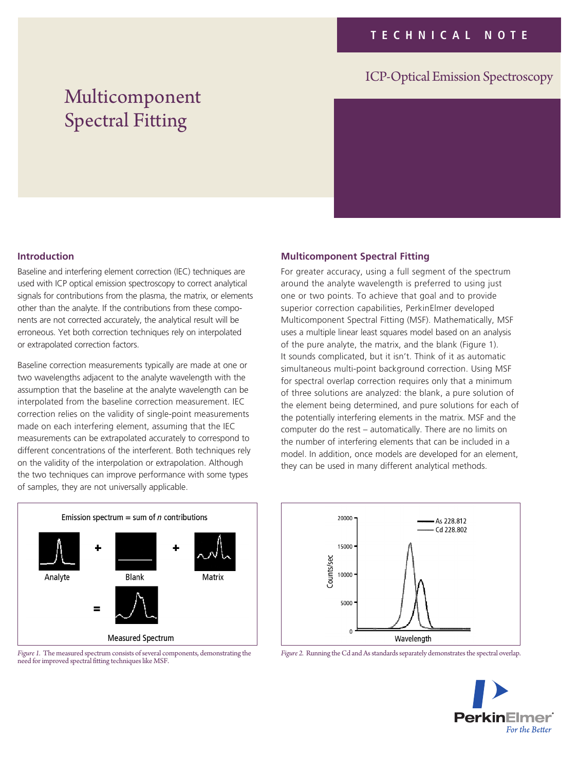TECHNICAL NOTE

ICP-Optical Emission Spectroscopy

# Multicomponent Spectral Fitting

## Introduction

Baseline and interfering element correction (IEC) techniques are used with ICP optical emission spectroscopy to correct analytical signals for contributions from the plasma, the matrix, or elements other than the analyte. If the contributions from these components are not corrected accurately, the analytical result will be erroneous. Yet both correction techniques rely on interpolated or extrapolated correction factors.

Baseline correction measurements typically are made at one or two wavelengths adjacent to the analyte wavelength with the assumption that the baseline at the analyte wavelength can be interpolated from the baseline correction measurement. IEC correction relies on the validity of single-point measurements made on each interfering element, assuming that the IEC measurements can be extrapolated accurately to correspond to different concentrations of the interferent. Both techniques rely on the validity of the interpolation or extrapolation. Although the two techniques can improve performance with some types of samples, they are not universally applicable.

Emission spectrum = sum of *n* contributions

Analyte + Blank + Matrix = Measured Spectrum

*Figure 1.* The measured spectrum consists of several components, demonstrating the need for improved spectral fitting techniques like MSF.

## Multicomponent Spectral Fitting

For greater accuracy, using a full segment of the spectrum around the analyte wavelength is preferred to using just one or two points. To achieve that goal and to provide superior correction capabilities, PerkinElmer developed Multicomponent Spectral Fitting (MSF). Mathematically, MSF uses a multiple linear least squares model based on an analysis of the pure analyte, the matrix, and the blank (Figure 1). It sounds complicated, but it isn't. Think of it as automatic simultaneous multi-point background correction. Using MSF for spectral overlap correction requires only that a minimum of three solutions are analyzed: the blank, a pure solution of the element being determined, and pure solutions for each of the potentially interfering elements in the matrix. MSF and the computer do the rest – automatically. There are no limits on the number of interfering elements that can be included in a model. In addition, once models are developed for an element, they can be used in many different analytical methods.

*Figure 2.* Running the Cd and As standards separately demonstrates the spectral overlap.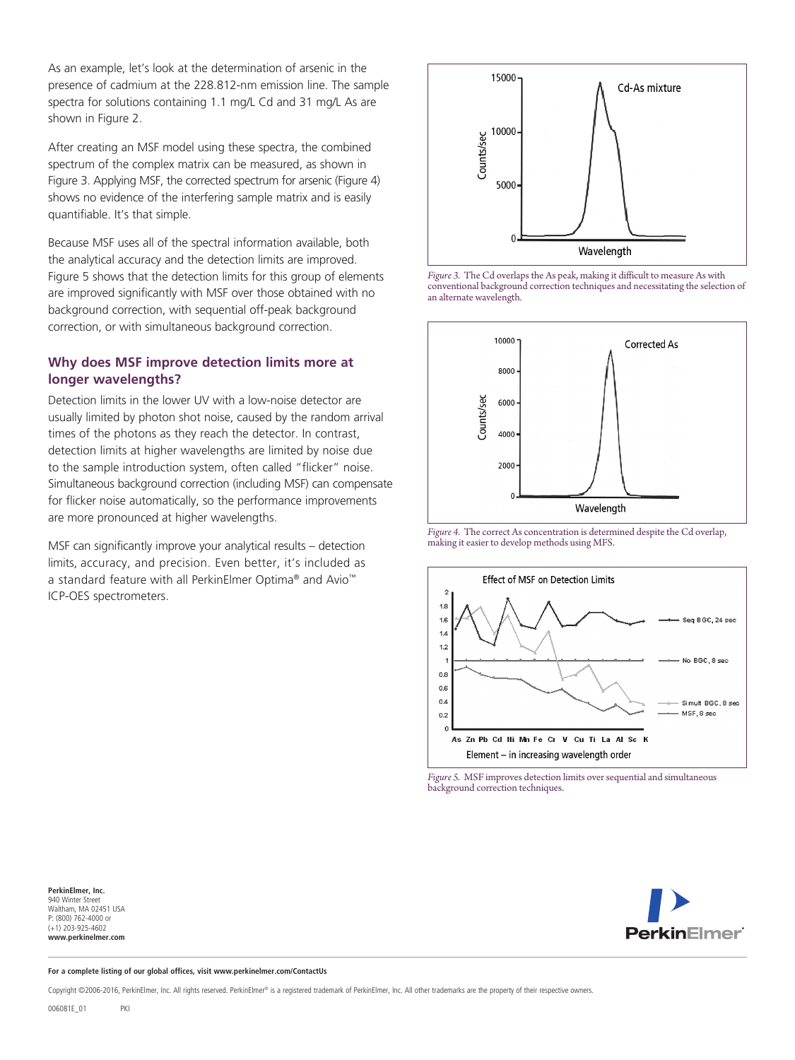As an example, let's look at the determination of arsenic in the presence of cadmium at the 228.812-nm emission line. The sample spectra for solutions containing 1.1 mg/L Cd and 31 mg/L As are shown in Figure 2.

After creating an MSF model using these spectra, the combined spectrum of the complex matrix can be measured, as shown in Figure 3. Applying MSF, the corrected spectrum for arsenic (Figure 4) shows no evidence of the interfering sample matrix and is easily quantifiable. It's that simple.

Because MSF uses all of the spectral information available, both the analytical accuracy and the detection limits are improved. Figure 5 shows that the detection limits for this group of elements are improved significantly with MSF over those obtained with no background correction, with sequential off-peak background correction, or with simultaneous background correction.

## Why does MSF improve detection limits more at longer wavelengths?

Detection limits in the lower UV with a low-noise detector are usually limited by photon shot noise, caused by the random arrival times of the photons as they reach the detector. In contrast, detection limits at higher wavelengths are limited by noise due to the sample introduction system, often called "flicker" noise. Simultaneous background correction (including MSF) can compensate for flicker noise automatically, so the performance improvements are more pronounced at higher wavelengths.

MSF can significantly improve your analytical results – detection limits, accuracy, and precision. Even better, it's included as a standard feature with all PerkinElmer Optima® and Avio™ ICP-OES spectrometers.

Cd-As mixture

15000
10000
5000
0

Counts/sec

Wavelength

*Figure 3.* The Cd overlaps the As peak, making it difficult to measure As with conventional background correction techniques and necessitating the selection of an alternate wavelength.

Corrected As

10000
8000
6000
4000
2000
0

Counts/sec

Wavelength

*Figure 4.* The correct As concentration is determined despite the Cd overlap, making it easier to develop methods using MFS.

Effect of MSF on Detection Limits

2
1.8
1.6
1.4
1.2
1
0.8
0.6
0.4
0.2
0

Seq BGC, 24 sec
No BGC, 8 sec
Simult BGC, 8 sec
MSF, 8 sec

As Zn Pb Cd Ni Mn Fe Cr V Cu Ti La Al Sc K

Element – in increasing wavelength order

*Figure 5.* MSF improves detection limits over sequential and simultaneous background correction techniques.

**PerkinElmer, Inc.**
940 Winter Street
Waltham, MA 02451 USA
P: (800) 762-4000 or
(+1) 203-925-4602
**www.perkinelmer.com**

**For a complete listing of our global offices, visit www.perkinelmer.com/ContactUs**

Copyright ©2006-2016, PerkinElmer, Inc. All rights reserved. PerkinElmer® is a registered trademark of PerkinElmer, Inc. All other trademarks are the property of their respective owners.

006081E_01 PKI